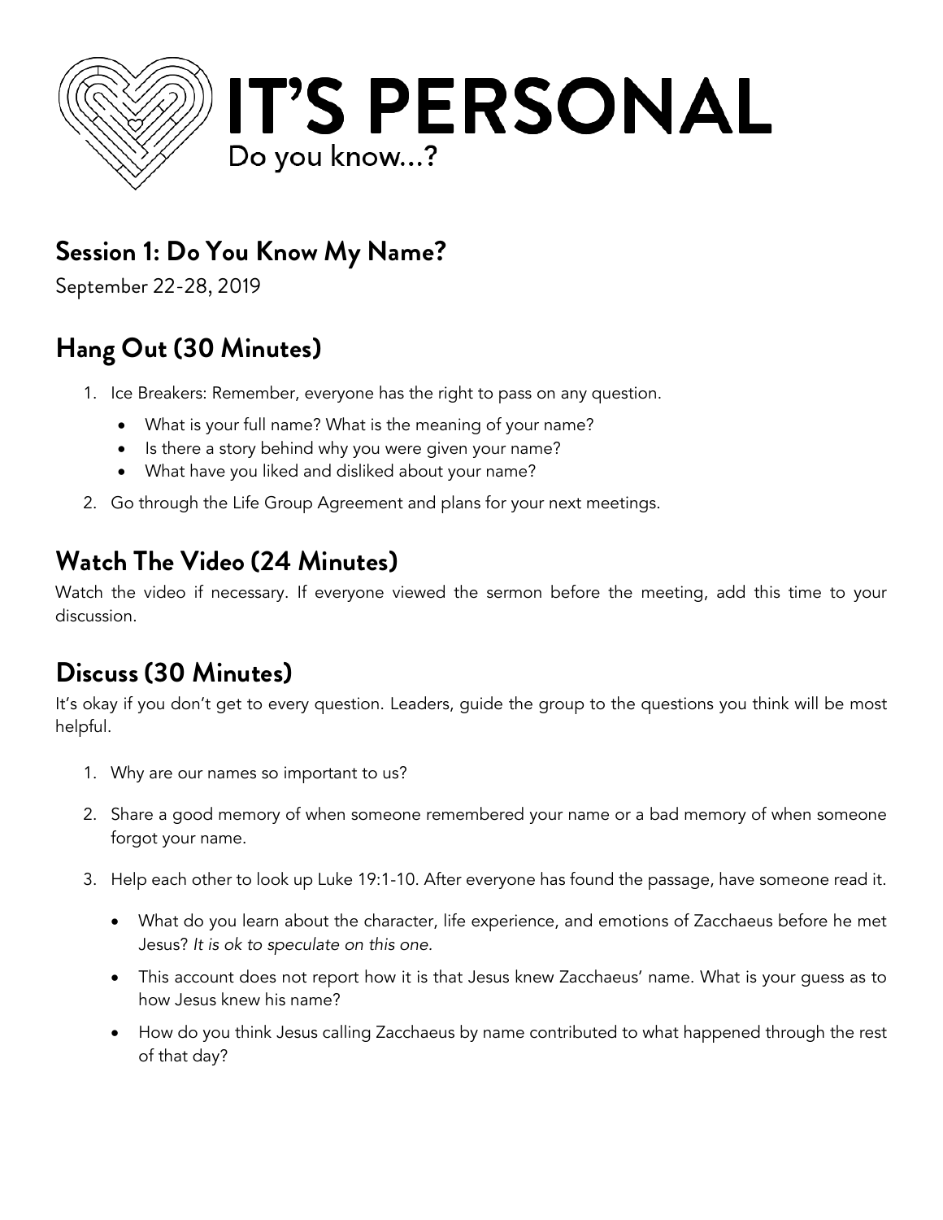# IT'S PERSONAL

Do you know...?

## Session 1: Do You Know My Name?

September 22-28, 2019

## Hang Out (30 Minutes)

1. Ice Breakers: Remember, everyone has the right to pass on any question.
   - What is your full name? What is the meaning of your name?
   - Is there a story behind why you were given your name?
   - What have you liked and disliked about your name?
2. Go through the Life Group Agreement and plans for your next meetings.

## Watch The Video (24 Minutes)

Watch the video if necessary. If everyone viewed the sermon before the meeting, add this time to your discussion.

## Discuss (30 Minutes)

It's okay if you don't get to every question. Leaders, guide the group to the questions you think will be most helpful.

1. Why are our names so important to us?

2. Share a good memory of when someone remembered your name or a bad memory of when someone forgot your name.

3. Help each other to look up Luke 19:1-10. After everyone has found the passage, have someone read it.

   - What do you learn about the character, life experience, and emotions of Zacchaeus before he met Jesus? *It is ok to speculate on this one.*

   - This account does not report how it is that Jesus knew Zacchaeus' name. What is your guess as to how Jesus knew his name?

   - How do you think Jesus calling Zacchaeus by name contributed to what happened through the rest of that day?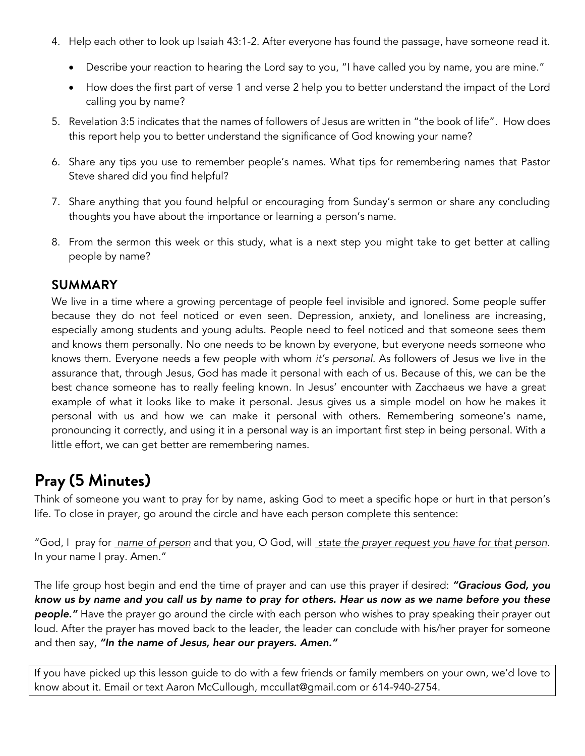4. Help each other to look up Isaiah 43:1-2. After everyone has found the passage, have someone read it.
    - Describe your reaction to hearing the Lord say to you, "I have called you by name, you are mine."
    - How does the first part of verse 1 and verse 2 help you to better understand the impact of the Lord calling you by name?
5. Revelation 3:5 indicates that the names of followers of Jesus are written in "the book of life". How does this report help you to better understand the significance of God knowing your name?
6. Share any tips you use to remember people's names. What tips for remembering names that Pastor Steve shared did you find helpful?
7. Share anything that you found helpful or encouraging from Sunday's sermon or share any concluding thoughts you have about the importance or learning a person's name.
8. From the sermon this week or this study, what is a next step you might take to get better at calling people by name?

### SUMMARY

We live in a time where a growing percentage of people feel invisible and ignored. Some people suffer because they do not feel noticed or even seen. Depression, anxiety, and loneliness are increasing, especially among students and young adults. People need to feel noticed and that someone sees them and knows them personally. No one needs to be known by everyone, but everyone needs someone who knows them. Everyone needs a few people with whom *it's personal*. As followers of Jesus we live in the assurance that, through Jesus, God has made it personal with each of us. Because of this, we can be the best chance someone has to really feeling known. In Jesus' encounter with Zacchaeus we have a great example of what it looks like to make it personal. Jesus gives us a simple model on how he makes it personal with us and how we can make it personal with others. Remembering someone's name, pronouncing it correctly, and using it in a personal way is an important first step in being personal. With a little effort, we can get better are remembering names.

## Pray (5 Minutes)

Think of someone you want to pray for by name, asking God to meet a specific hope or hurt in that person's life. To close in prayer, go around the circle and have each person complete this sentence:

"God, I pray for *name of person* and that you, O God, will *state the prayer request you have for that person*. In your name I pray. Amen."

The life group host begin and end the time of prayer and can use this prayer if desired: ***"Gracious God, you know us by name and you call us by name to pray for others. Hear us now as we name before you these people."*** Have the prayer go around the circle with each person who wishes to pray speaking their prayer out loud. After the prayer has moved back to the leader, the leader can conclude with his/her prayer for someone and then say, ***"In the name of Jesus, hear our prayers. Amen."***

If you have picked up this lesson guide to do with a few friends or family members on your own, we'd love to know about it. Email or text Aaron McCullough, mccullat@gmail.com or 614-940-2754.